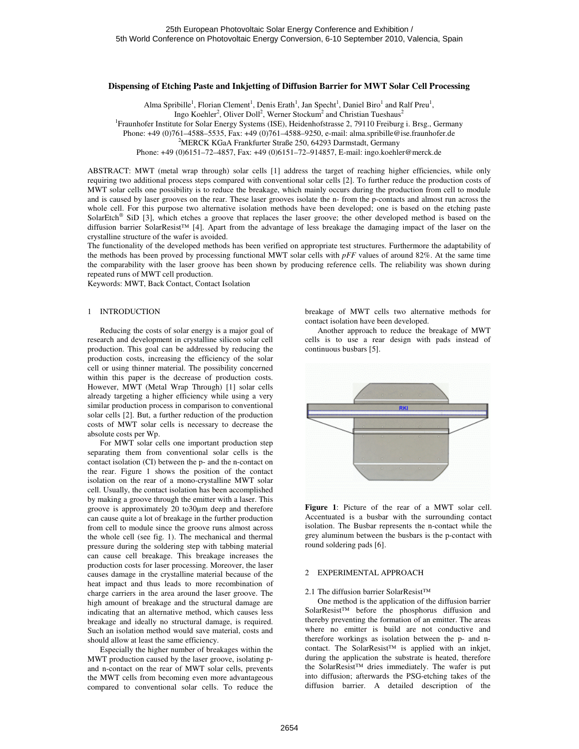# Dispensing of Etching Paste and Inkjetting of Diffusion Barrier for MWT Solar Cell Processing

Alma Spribille[1], Florian Clement[1], Denis Erath[1], Jan Specht[1], Daniel Biro[1] and Ralf Preu[1],
Ingo Koehler[2], Oliver Doll[2], Werner Stockum[2] and Christian Tueshaus[2]

[1]Fraunhofer Institute for Solar Energy Systems (ISE), Heidenhofstrasse 2, 79110 Freiburg i. Brsg., Germany
Phone: +49 (0)761–4588–5535, Fax: +49 (0)761–4588–9250, e-mail: alma.spribille@ise.fraunhofer.de
[2]MERCK KGaA Frankfurter Straße 250, 64293 Darmstadt, Germany
Phone: +49 (0)6151–72–4857, Fax: +49 (0)6151–72–914857, E-mail: ingo.koehler@merck.de

ABSTRACT: MWT (metal wrap through) solar cells [1] address the target of reaching higher efficiencies, while only requiring two additional process steps compared with conventional solar cells [2]. To further reduce the production costs of MWT solar cells one possibility is to reduce the breakage, which mainly occurs during the production from cell to module and is caused by laser grooves on the rear. These laser grooves isolate the n- from the p-contacts and almost run across the whole cell. For this purpose two alternative isolation methods have been developed; one is based on the etching paste SolarEtch® SiD [3], which etches a groove that replaces the laser groove; the other developed method is based on the diffusion barrier SolarResist™ [4]. Apart from the advantage of less breakage the damaging impact of the laser on the crystalline structure of the wafer is avoided.

The functionality of the developed methods has been verified on appropriate test structures. Furthermore the adaptability of the methods has been proved by processing functional MWT solar cells with *pFF* values of around 82%. At the same time the comparability with the laser groove has been shown by producing reference cells. The reliability was shown during repeated runs of MWT cell production.

Keywords: MWT, Back Contact, Contact Isolation

## 1 INTRODUCTION

Reducing the costs of solar energy is a major goal of research and development in crystalline silicon solar cell production. This goal can be addressed by reducing the production costs, increasing the efficiency of the solar cell or using thinner material. The possibility concerned within this paper is the decrease of production costs. However, MWT (Metal Wrap Through) [1] solar cells already targeting a higher efficiency while using a very similar production process in comparison to conventional solar cells [2]. But, a further reduction of the production costs of MWT solar cells is necessary to decrease the absolute costs per Wp.

For MWT solar cells one important production step separating them from conventional solar cells is the contact isolation (CI) between the p- and the n-contact on the rear. Figure 1 shows the position of the contact isolation on the rear of a mono-crystalline MWT solar cell. Usually, the contact isolation has been accomplished by making a groove through the emitter with a laser. This groove is approximately 20 to30µm deep and therefore can cause quite a lot of breakage in the further production from cell to module since the groove runs almost across the whole cell (see fig. 1). The mechanical and thermal pressure during the soldering step with tabbing material can cause cell breakage. This breakage increases the production costs for laser processing. Moreover, the laser causes damage in the crystalline material because of the heat impact and thus leads to more recombination of charge carriers in the area around the laser groove. The high amount of breakage and the structural damage are indicating that an alternative method, which causes less breakage and ideally no structural damage, is required. Such an isolation method would save material, costs and should allow at least the same efficiency.

Especially the higher number of breakages within the MWT production caused by the laser groove, isolating p- and n-contact on the rear of MWT solar cells, prevents the MWT cells from becoming even more advantageous compared to conventional solar cells. To reduce the breakage of MWT cells two alternative methods for contact isolation have been developed.

Another approach to reduce the breakage of MWT cells is to use a rear design with pads instead of continuous busbars [5].

**Figure 1**: Picture of the rear of a MWT solar cell. Accentuated is a busbar with the surrounding contact isolation. The Busbar represents the n-contact while the grey aluminum between the busbars is the p-contact with round soldering pads [6].

## 2 EXPERIMENTAL APPROACH

### 2.1 The diffusion barrier SolarResist™

One method is the application of the diffusion barrier SolarResist™ before the phosphorus diffusion and thereby preventing the formation of an emitter. The areas where no emitter is build are not conductive and therefore workings as isolation between the p- and n-contact. The SolarResist™ is applied with an inkjet, during the application the substrate is heated, therefore the SolarResist™ dries immediately. The wafer is put into diffusion; afterwards the PSG-etching takes of the diffusion barrier. A detailed description of the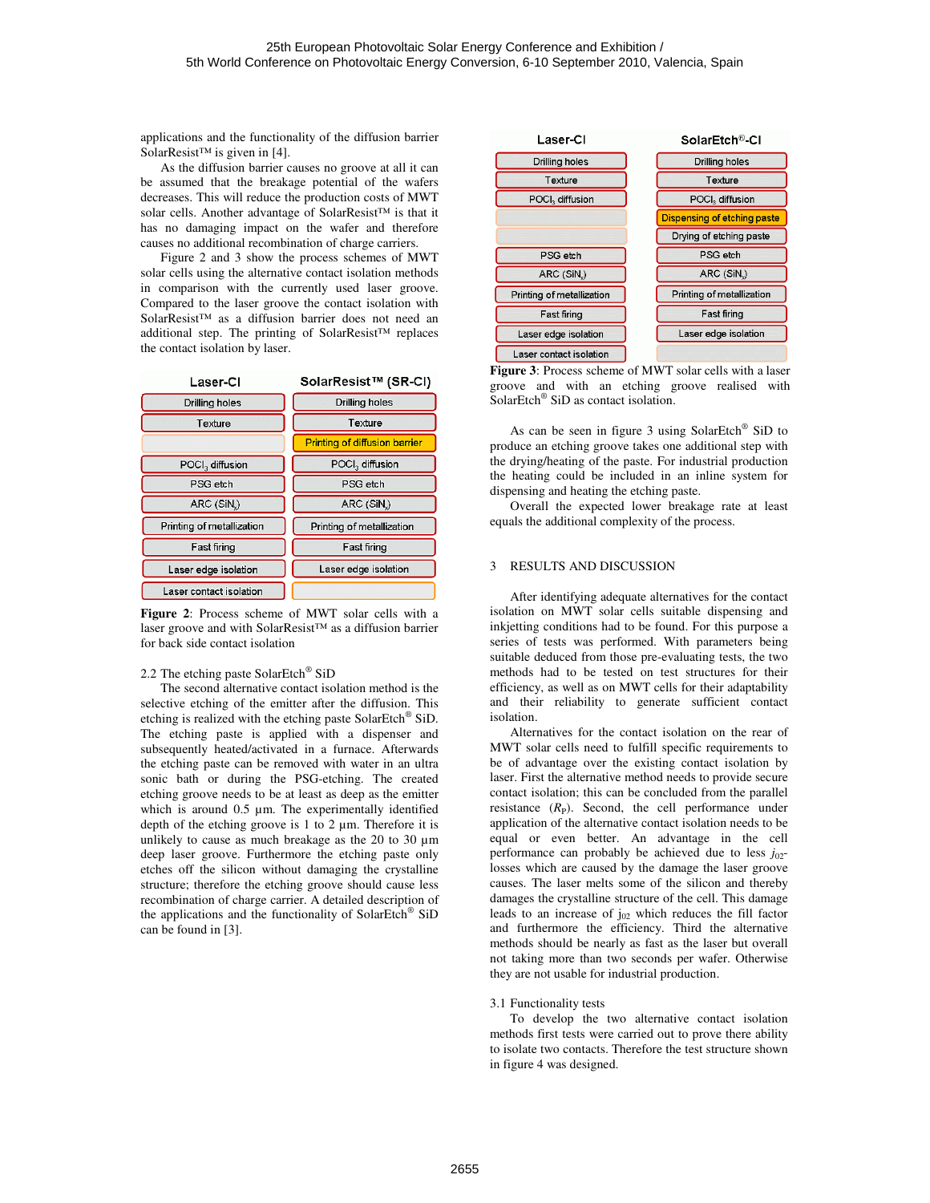applications and the functionality of the diffusion barrier SolarResist™ is given in [4].

As the diffusion barrier causes no groove at all it can be assumed that the breakage potential of the wafers decreases. This will reduce the production costs of MWT solar cells. Another advantage of SolarResist™ is that it has no damaging impact on the wafer and therefore causes no additional recombination of charge carriers.

Figure 2 and 3 show the process schemes of MWT solar cells using the alternative contact isolation methods in comparison with the currently used laser groove. Compared to the laser groove the contact isolation with SolarResist™ as a diffusion barrier does not need an additional step. The printing of SolarResist™ replaces the contact isolation by laser.

| Laser-CI | SolarResist™ (SR-CI) |
|---|---|
| Drilling holes | Drilling holes |
| Texture | Texture |
| | Printing of diffusion barrier |
| $POCl_3$ diffusion | $POCl_3$ diffusion |
| PSG etch | PSG etch |
| ARC ($SiN_x$) | ARC ($SiN_x$) |
| Printing of metallization | Printing of metallization |
| Fast firing | Fast firing |
| Laser edge isolation | Laser edge isolation |
| Laser contact isolation | |

**Figure 2**: Process scheme of MWT solar cells with a laser groove and with SolarResist™ as a diffusion barrier for back side contact isolation

## 2.2 The etching paste SolarEtch® SiD

The second alternative contact isolation method is the selective etching of the emitter after the diffusion. This etching is realized with the etching paste SolarEtch® SiD. The etching paste is applied with a dispenser and subsequently heated/activated in a furnace. Afterwards the etching paste can be removed with water in an ultra sonic bath or during the PSG-etching. The created etching groove needs to be at least as deep as the emitter which is around 0.5 µm. The experimentally identified depth of the etching groove is 1 to 2 µm. Therefore it is unlikely to cause as much breakage as the 20 to 30 µm deep laser groove. Furthermore the etching paste only etches off the silicon without damaging the crystalline structure; therefore the etching groove should cause less recombination of charge carrier. A detailed description of the applications and the functionality of SolarEtch® SiD can be found in [3].

| Laser-CI | SolarEtch®-CI |
|---|---|
| Drilling holes | Drilling holes |
| Texture | Texture |
| $POCl_3$ diffusion | $POCl_3$ diffusion |
| | Dispensing of etching paste |
| | Drying of etching paste |
| PSG etch | PSG etch |
| ARC ($SiN_x$) | ARC ($SiN_x$) |
| Printing of metallization | Printing of metallization |
| Fast firing | Fast firing |
| Laser edge isolation | Laser edge isolation |
| Laser contact isolation | |

**Figure 3**: Process scheme of MWT solar cells with a laser groove and with an etching groove realised with SolarEtch® SiD as contact isolation.

As can be seen in figure 3 using SolarEtch® SiD to produce an etching groove takes one additional step with the drying/heating of the paste. For industrial production the heating could be included in an inline system for dispensing and heating the etching paste.

Overall the expected lower breakage rate at least equals the additional complexity of the process.

# 3 RESULTS AND DISCUSSION

After identifying adequate alternatives for the contact isolation on MWT solar cells suitable dispensing and inkjetting conditions had to be found. For this purpose a series of tests was performed. With parameters being suitable deduced from those pre-evaluating tests, the two methods had to be tested on test structures for their efficiency, as well as on MWT cells for their adaptability and their reliability to generate sufficient contact isolation.

Alternatives for the contact isolation on the rear of MWT solar cells need to fulfill specific requirements to be of advantage over the existing contact isolation by laser. First the alternative method needs to provide secure contact isolation; this can be concluded from the parallel resistance ($R_P$). Second, the cell performance under application of the alternative contact isolation needs to be equal or even better. An advantage in the cell performance can probably be achieved due to less $j_{02}$-losses which are caused by the damage the laser groove causes. The laser melts some of the silicon and thereby damages the crystalline structure of the cell. This damage leads to an increase of $j_{02}$ which reduces the fill factor and furthermore the efficiency. Third the alternative methods should be nearly as fast as the laser but overall not taking more than two seconds per wafer. Otherwise they are not usable for industrial production.

## 3.1 Functionality tests

To develop the two alternative contact isolation methods first tests were carried out to prove there ability to isolate two contacts. Therefore the test structure shown in figure 4 was designed.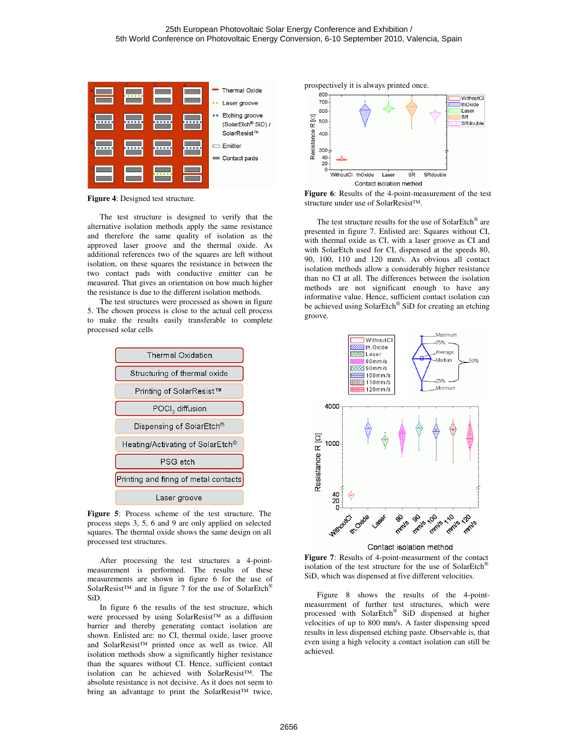**Figure 4**: Designed test structure.

The test structure is designed to verify that the alternative isolation methods apply the same resistance and therefore the same quality of isolation as the approved laser groove and the thermal oxide. As additional references two of the squares are left without isolation, on these squares the resistance in between the two contact pads with conductive emitter can be measured. That gives an orientation on how much higher the resistance is due to the different isolation methods.

The test structures were processed as shown in figure 5. The chosen process is close to the actual cell process to make the results easily transferable to complete processed solar cells

**Figure 5**: Process scheme of the test structure. The process steps 3, 5, 6 and 9 are only applied on selected squares. The thermal oxide shows the same design on all processed test structures.

After processing the test structures a 4-point-measurement is performed. The results of these measurements are shown in figure 6 for the use of SolarResist™ and in figure 7 for the use of SolarEtch® SiD.

In figure 6 the results of the test structure, which were processed by using SolarResist™ as a diffusion barrier and thereby generating contact isolation are shown. Enlisted are: no CI, thermal oxide, laser groove and SolarResist™ printed once as well as twice. All isolation methods show a significantly higher resistance than the squares without CI. Hence, sufficient contact isolation can be achieved with SolarResist™. The absolute resistance is not decisive. As it does not seem to bring an advantage to print the SolarResist™ twice, prospectively it is always printed once.

**Figure 6**: Results of the 4-point-measurement of the test structure under use of SolarResist™.

The test structure results for the use of SolarEtch® are presented in figure 7. Enlisted are: Squares without CI, with thermal oxide as CI, with a laser groove as CI and with SolarEtch used for CI, dispensed at the speeds 80, 90, 100, 110 and 120 mm/s. As obvious all contact isolation methods allow a considerably higher resistance than no CI at all. The differences between the isolation methods are not significant enough to have any informative value. Hence, sufficient contact isolation can be achieved using SolarEtch® SiD for creating an etching groove.

**Figure 7**: Results of 4-point-measurment of the contact isolation of the test structure for the use of SolarEtch® SiD, which was dispensed at five different velocities.

Figure 8 shows the results of the 4-point-measurement of further test structures, which were processed with SolarEtch® SiD dispensed at higher velocities of up to 800 mm/s. A faster dispensing speed results in less dispensed etching paste. Observable is, that even using a high velocity a contact isolation can still be achieved.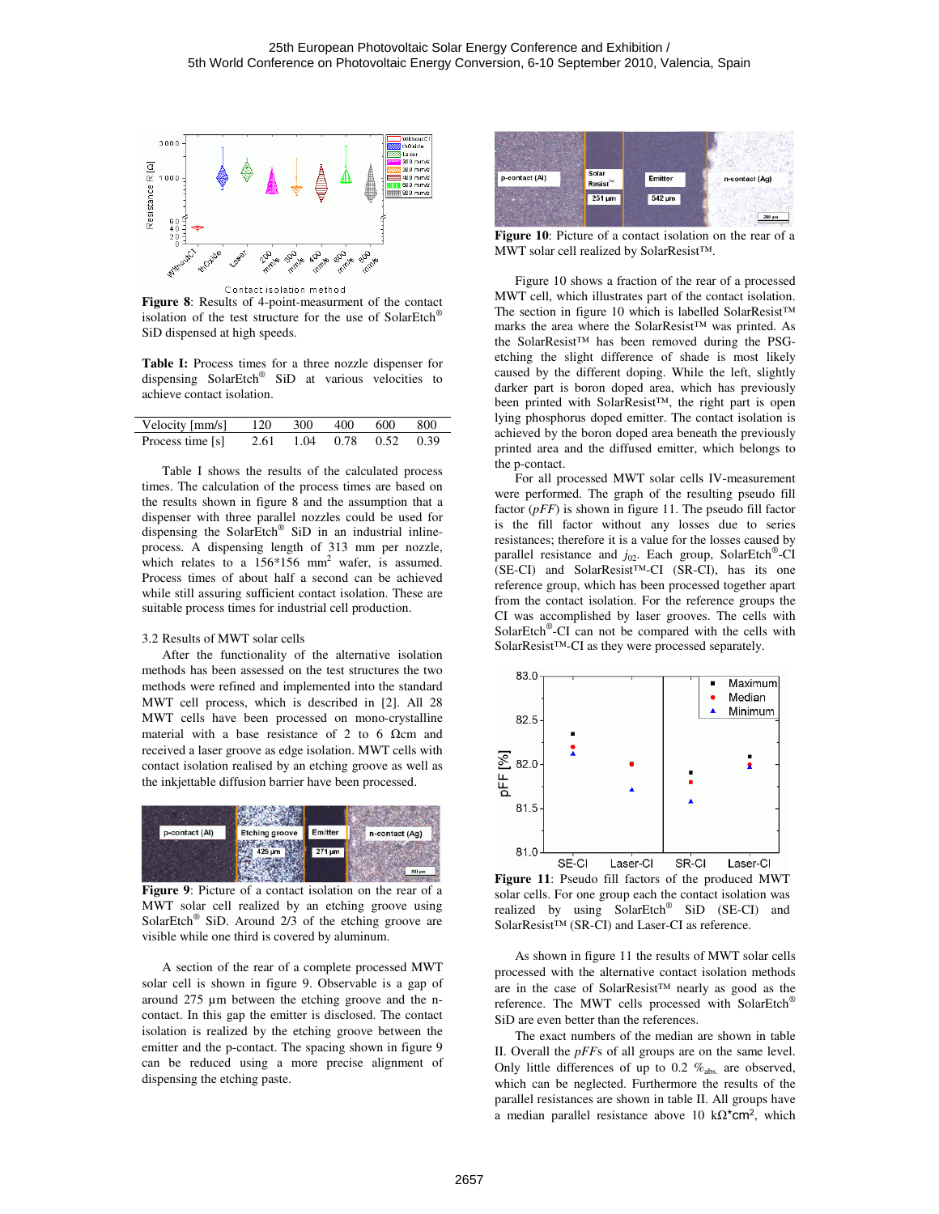**Figure 8**: Results of 4-point-measurment of the contact isolation of the test structure for the use of SolarEtch® SiD dispensed at high speeds.

**Table I:** Process times for a three nozzle dispenser for dispensing SolarEtch® SiD at various velocities to achieve contact isolation.

| Velocity [mm/s] | 120 | 300 | 400 | 600 | 800 |
|---|---|---|---|---|---|
| Process time [s] | 2.61 | 1.04 | 0.78 | 0.52 | 0.39 |

Table I shows the results of the calculated process times. The calculation of the process times are based on the results shown in figure 8 and the assumption that a dispenser with three parallel nozzles could be used for dispensing the SolarEtch® SiD in an industrial inline-process. A dispensing length of 313 mm per nozzle, which relates to a 156*156 mm$^2$ wafer, is assumed. Process times of about half a second can be achieved while still assuring sufficient contact isolation. These are suitable process times for industrial cell production.

### 3.2 Results of MWT solar cells

After the functionality of the alternative isolation methods has been assessed on the test structures the two methods were refined and implemented into the standard MWT cell process, which is described in [2]. All 28 MWT cells have been processed on mono-crystalline material with a base resistance of 2 to 6 Ωcm and received a laser groove as edge isolation. MWT cells with contact isolation realised by an etching groove as well as the inkjettable diffusion barrier have been processed.

**Figure 9**: Picture of a contact isolation on the rear of a MWT solar cell realized by an etching groove using SolarEtch® SiD. Around 2/3 of the etching groove are visible while one third is covered by aluminum.

A section of the rear of a complete processed MWT solar cell is shown in figure 9. Observable is a gap of around 275 µm between the etching groove and the n-contact. In this gap the emitter is disclosed. The contact isolation is realized by the etching groove between the emitter and the p-contact. The spacing shown in figure 9 can be reduced using a more precise alignment of dispensing the etching paste.

**Figure 10**: Picture of a contact isolation on the rear of a MWT solar cell realized by SolarResist™.

Figure 10 shows a fraction of the rear of a processed MWT cell, which illustrates part of the contact isolation. The section in figure 10 which is labelled SolarResist™ marks the area where the SolarResist™ was printed. As the SolarResist™ has been removed during the PSG-etching the slight difference of shade is most likely caused by the different doping. While the left, slightly darker part is boron doped area, which has previously been printed with SolarResist™, the right part is open lying phosphorus doped emitter. The contact isolation is achieved by the boron doped area beneath the previously printed area and the diffused emitter, which belongs to the p-contact.

For all processed MWT solar cells IV-measurement were performed. The graph of the resulting pseudo fill factor (*pFF*) is shown in figure 11. The pseudo fill factor is the fill factor without any losses due to series resistances; therefore it is a value for the losses caused by parallel resistance and $j_{02}$. Each group, SolarEtch®-CI (SE-CI) and SolarResist™-CI (SR-CI), has its one reference group, which has been processed together apart from the contact isolation. For the reference groups the CI was accomplished by laser grooves. The cells with SolarEtch®-CI can not be compared with the cells with SolarResist™-CI as they were processed separately.

**Figure 11**: Pseudo fill factors of the produced MWT solar cells. For one group each the contact isolation was realized by using SolarEtch® SiD (SE-CI) and SolarResist™ (SR-CI) and Laser-CI as reference.

As shown in figure 11 the results of MWT solar cells processed with the alternative contact isolation methods are in the case of SolarResist™ nearly as good as the reference. The MWT cells processed with SolarEtch® SiD are even better than the references.

The exact numbers of the median are shown in table II. Overall the *pFF*s of all groups are on the same level. Only little differences of up to 0.2 $\%_{abs.}$ are observed, which can be neglected. Furthermore the results of the parallel resistances are shown in table II. All groups have a median parallel resistance above 10 kΩ*cm$^2$, which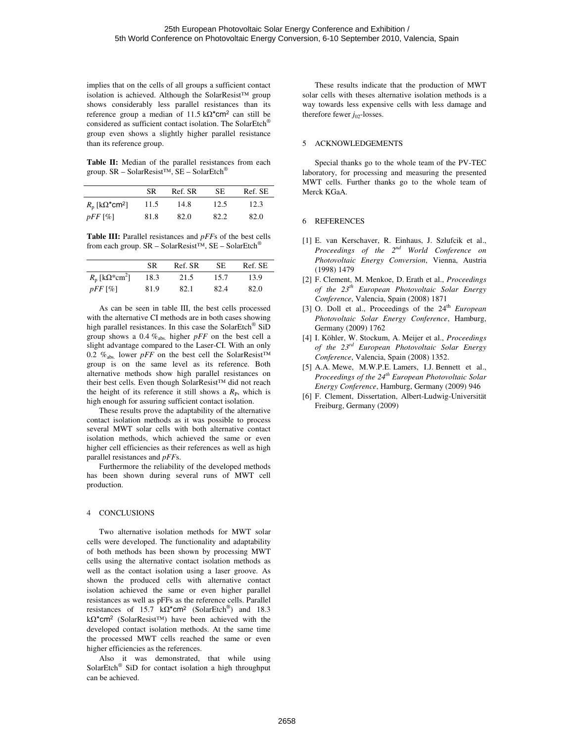implies that on the cells of all groups a sufficient contact isolation is achieved. Although the SolarResist™ group shows considerably less parallel resistances than its reference group a median of 11.5 kΩ*cm² can still be considered as sufficient contact isolation. The SolarEtch® group even shows a slightly higher parallel resistance than its reference group.

**Table II:** Median of the parallel resistances from each group. SR – SolarResist™, SE – SolarEtch®

| | SR | Ref. SR | SE | Ref. SE |
|---|---|---|---|---|
| $R_p$ [kΩ*cm²] | 11.5 | 14.8 | 12.5 | 12.3 |
| *pFF* [%] | 81.8 | 82.0 | 82.2 | 82.0 |

**Table III:** Parallel resistances and *pFF*s of the best cells from each group. SR – SolarResist™, SE – SolarEtch®

| | SR | Ref. SR | SE | Ref. SE |
|---|---|---|---|---|
| $R_p$ [kΩ*cm²] | 18.3 | 21.5 | 15.7 | 13.9 |
| *pFF* [%] | 81.9 | 82.1 | 82.4 | 82.0 |

As can be seen in table III, the best cells processed with the alternative CI methods are in both cases showing high parallel resistances. In this case the SolarEtch® SiD group shows a 0.4 $\%_{abs.}$ higher *pFF* on the best cell a slight advantage compared to the Laser-CI. With an only 0.2 $\%_{abs.}$ lower *pFF* on the best cell the SolarResist™ group is on the same level as its reference. Both alternative methods show high parallel resistances on their best cells. Even though SolarResist™ did not reach the height of its reference it still shows a $R_P$, which is high enough for assuring sufficient contact isolation.

These results prove the adaptability of the alternative contact isolation methods as it was possible to process several MWT solar cells with both alternative contact isolation methods, which achieved the same or even higher cell efficiencies as their references as well as high parallel resistances and *pFF*s.

Furthermore the reliability of the developed methods has been shown during several runs of MWT cell production.

## 4 CONCLUSIONS

Two alternative isolation methods for MWT solar cells were developed. The functionality and adaptability of both methods has been shown by processing MWT cells using the alternative contact isolation methods as well as the contact isolation using a laser groove. As shown the produced cells with alternative contact isolation achieved the same or even higher parallel resistances as well as pFFs as the reference cells. Parallel resistances of 15.7 kΩ*cm² (SolarEtch®) and 18.3 kΩ*cm² (SolarResist™) have been achieved with the developed contact isolation methods. At the same time the processed MWT cells reached the same or even higher efficiencies as the references.

Also it was demonstrated, that while using SolarEtch® SiD for contact isolation a high throughput can be achieved.

These results indicate that the production of MWT solar cells with theses alternative isolation methods is a way towards less expensive cells with less damage and therefore fewer $j_{02}$-losses.

## 5 ACKNOWLEDGEMENTS

Special thanks go to the whole team of the PV-TEC laboratory, for processing and measuring the presented MWT cells. Further thanks go to the whole team of Merck KGaA.

## 6 REFERENCES

[1] E. van Kerschaver, R. Einhaus, J. Szlufcik et al., *Proceedings of the 2nd World Conference on Photovoltaic Energy Conversion*, Vienna, Austria (1998) 1479

[2] F. Clement, M. Menkoe, D. Erath et al., *Proceedings of the 23th European Photovoltaic Solar Energy Conference*, Valencia, Spain (2008) 1871

[3] O. Doll et al., Proceedings of the 24th *European Photovoltaic Solar Energy Conference*, Hamburg, Germany (2009) 1762

[4] I. Köhler, W. Stockum, A. Meijer et al., *Proceedings of the 23rd European Photovoltaic Solar Energy Conference*, Valencia, Spain (2008) 1352.

[5] A.A. Mewe, M.W.P.E. Lamers, I.J. Bennett et al., *Proceedings of the 24th European Photovoltaic Solar Energy Conference*, Hamburg, Germany (2009) 946

[6] F. Clement, Dissertation, Albert-Ludwig-Universität Freiburg, Germany (2009)